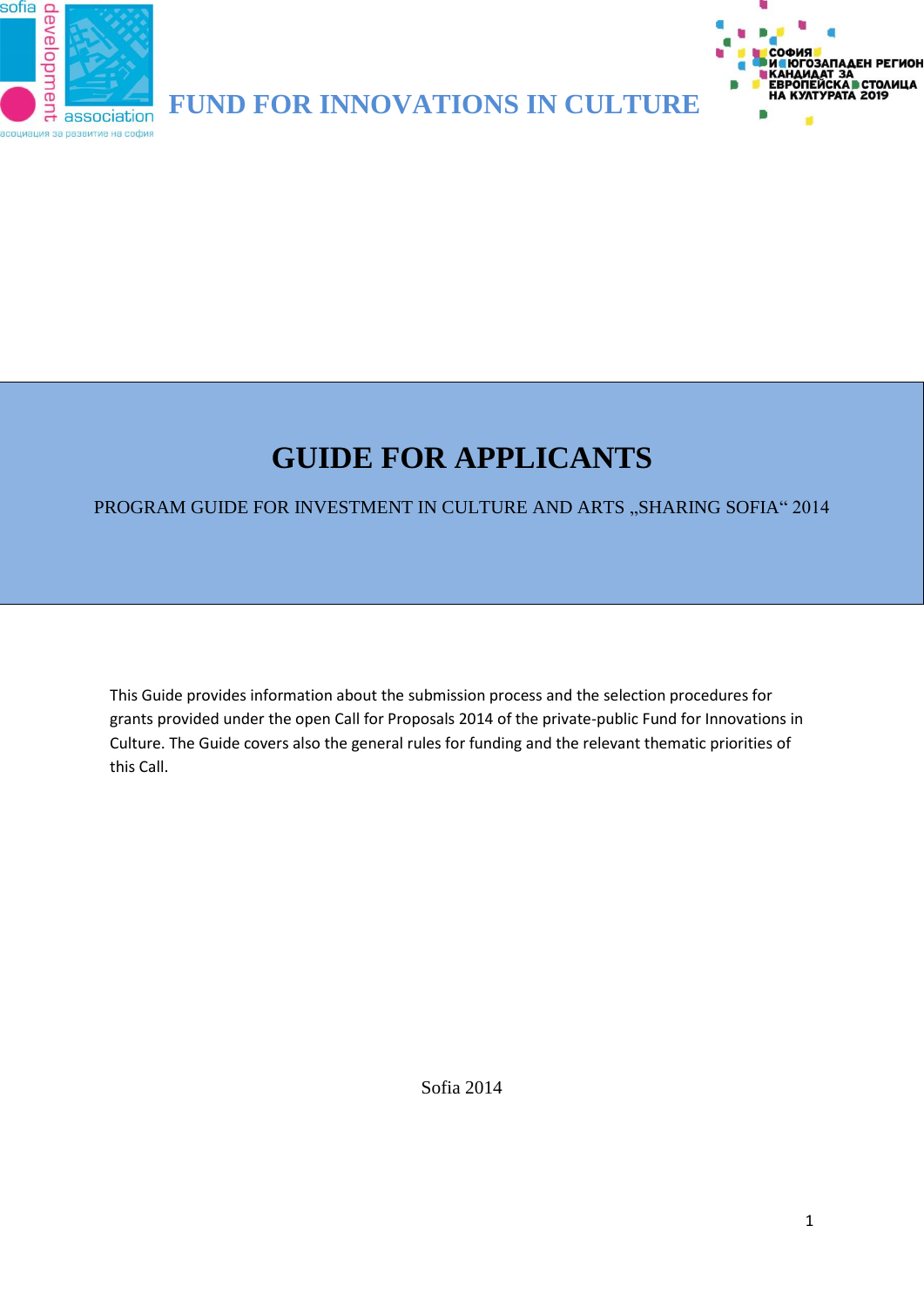FUND FOR INNOVATIONS IN CULTURE

# GUIDE FOR APPLICANTS

PROGRAM GUIDE FOR INVESTMENT IN CULTURE AND ARTS „SHARING SOFIA“ 2014

This Guide provides information about the submission process and the selection procedures for grants provided under the open Call for Proposals 2014 of the private-public Fund for Innovations in Culture. The Guide covers also the general rules for funding and the relevant thematic priorities of this Call.

Sofia 2014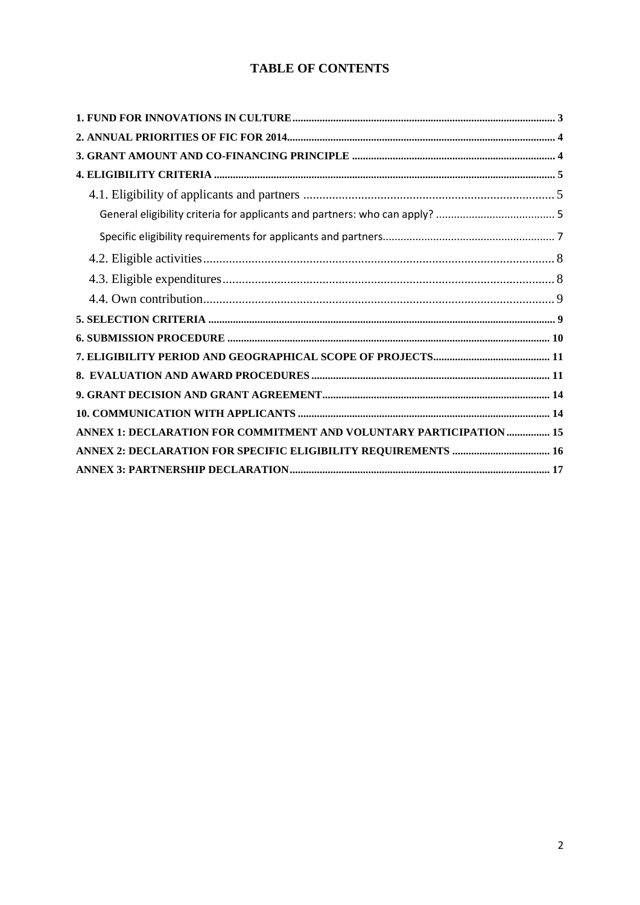# TABLE OF CONTENTS

**1. FUND FOR INNOVATIONS IN CULTURE** ..... 3

**2. ANNUAL PRIORITIES OF FIC FOR 2014** ..... 4

**3. GRANT AMOUNT AND CO-FINANCING PRINCIPLE** ..... 4

**4. ELIGIBILITY CRITERIA** ..... 5

- 4.1. Eligibility of applicants and partners ..... 5
  - General eligibility criteria for applicants and partners: who can apply? ..... 5
  - Specific eligibility requirements for applicants and partners ..... 7
- 4.2. Eligible activities ..... 8
- 4.3. Eligible expenditures ..... 8
- 4.4. Own contribution ..... 9

**5. SELECTION CRITERIA** ..... 9

**6. SUBMISSION PROCEDURE** ..... 10

**7. ELIGIBILITY PERIOD AND GEOGRAPHICAL SCOPE OF PROJECTS** ..... 11

**8. EVALUATION AND AWARD PROCEDURES** ..... 11

**9. GRANT DECISION AND GRANT AGREEMENT** ..... 14

**10. COMMUNICATION WITH APPLICANTS** ..... 14

**ANNEX 1: DECLARATION FOR COMMITMENT AND VOLUNTARY PARTICIPATION** ..... 15

**ANNEX 2: DECLARATION FOR SPECIFIC ELIGIBILITY REQUIREMENTS** ..... 16

**ANNEX 3: PARTNERSHIP DECLARATION** ..... 17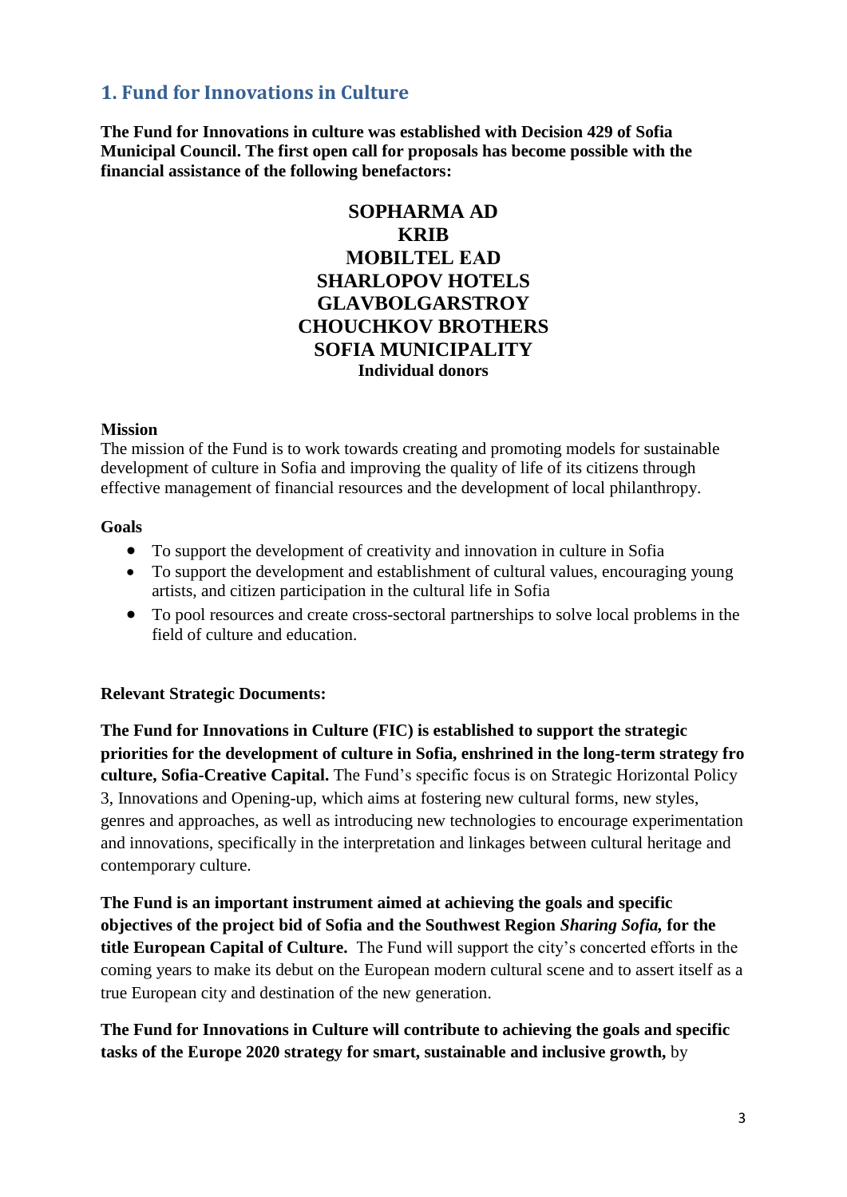## 1. Fund for Innovations in Culture

**The Fund for Innovations in culture was established with Decision 429 of Sofia Municipal Council. The first open call for proposals has become possible with the financial assistance of the following benefactors:**

**SOPHARMA AD**
**KRIB**
**MOBILTEL EAD**
**SHARLOPOV HOTELS**
**GLAVBOLGARSTROY**
**CHOUCHKOV BROTHERS**
**SOFIA MUNICIPALITY**
**Individual donors**

**Mission**

The mission of the Fund is to work towards creating and promoting models for sustainable development of culture in Sofia and improving the quality of life of its citizens through effective management of financial resources and the development of local philanthropy.

**Goals**

- To support the development of creativity and innovation in culture in Sofia
- To support the development and establishment of cultural values, encouraging young artists, and citizen participation in the cultural life in Sofia
- To pool resources and create cross-sectoral partnerships to solve local problems in the field of culture and education.

**Relevant Strategic Documents:**

**The Fund for Innovations in Culture (FIC) is established to support the strategic priorities for the development of culture in Sofia, enshrined in the long-term strategy fro culture, Sofia-Creative Capital.** The Fund's specific focus is on Strategic Horizontal Policy 3, Innovations and Opening-up, which aims at fostering new cultural forms, new styles, genres and approaches, as well as introducing new technologies to encourage experimentation and innovations, specifically in the interpretation and linkages between cultural heritage and contemporary culture.

**The Fund is an important instrument aimed at achieving the goals and specific objectives of the project bid of Sofia and the Southwest Region *Sharing Sofia,* for the title European Capital of Culture.** The Fund will support the city's concerted efforts in the coming years to make its debut on the European modern cultural scene and to assert itself as a true European city and destination of the new generation.

**The Fund for Innovations in Culture will contribute to achieving the goals and specific tasks of the Europe 2020 strategy for smart, sustainable and inclusive growth,** by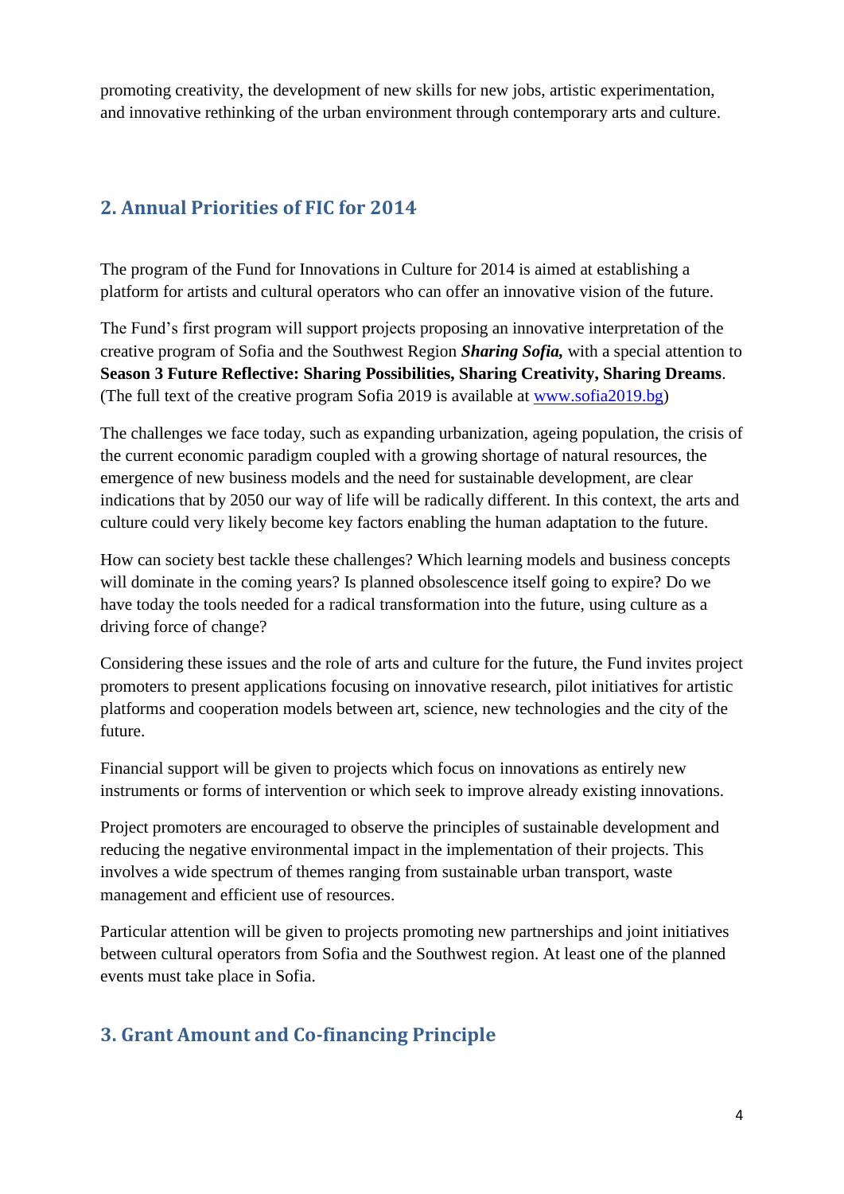promoting creativity, the development of new skills for new jobs, artistic experimentation, and innovative rethinking of the urban environment through contemporary arts and culture.

## 2. Annual Priorities of FIC for 2014

The program of the Fund for Innovations in Culture for 2014 is aimed at establishing a platform for artists and cultural operators who can offer an innovative vision of the future.

The Fund's first program will support projects proposing an innovative interpretation of the creative program of Sofia and the Southwest Region ***Sharing Sofia,*** with a special attention to **Season 3 Future Reflective: Sharing Possibilities, Sharing Creativity, Sharing Dreams**. (The full text of the creative program Sofia 2019 is available at [www.sofia2019.bg](http://www.sofia2019.bg))

The challenges we face today, such as expanding urbanization, ageing population, the crisis of the current economic paradigm coupled with a growing shortage of natural resources, the emergence of new business models and the need for sustainable development, are clear indications that by 2050 our way of life will be radically different. In this context, the arts and culture could very likely become key factors enabling the human adaptation to the future.

How can society best tackle these challenges? Which learning models and business concepts will dominate in the coming years? Is planned obsolescence itself going to expire? Do we have today the tools needed for a radical transformation into the future, using culture as a driving force of change?

Considering these issues and the role of arts and culture for the future, the Fund invites project promoters to present applications focusing on innovative research, pilot initiatives for artistic platforms and cooperation models between art, science, new technologies and the city of the future.

Financial support will be given to projects which focus on innovations as entirely new instruments or forms of intervention or which seek to improve already existing innovations.

Project promoters are encouraged to observe the principles of sustainable development and reducing the negative environmental impact in the implementation of their projects. This involves a wide spectrum of themes ranging from sustainable urban transport, waste management and efficient use of resources.

Particular attention will be given to projects promoting new partnerships and joint initiatives between cultural operators from Sofia and the Southwest region. At least one of the planned events must take place in Sofia.

## 3. Grant Amount and Co-financing Principle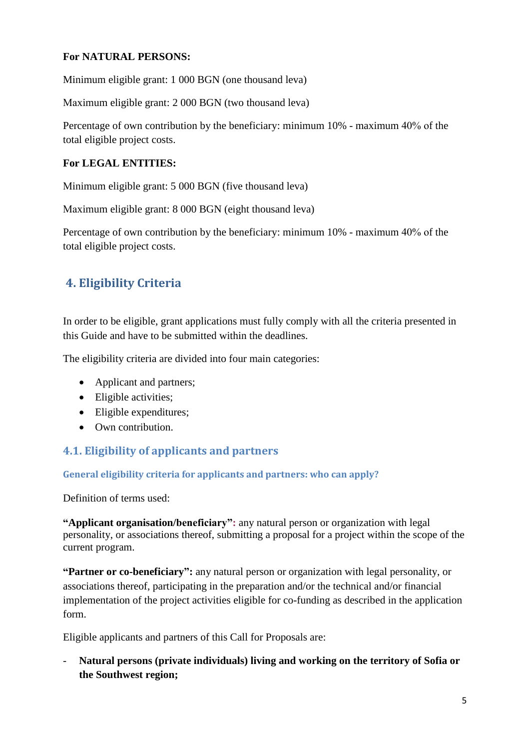**For NATURAL PERSONS:**

Minimum eligible grant: 1 000 BGN (one thousand leva)

Maximum eligible grant: 2 000 BGN (two thousand leva)

Percentage of own contribution by the beneficiary: minimum 10% - maximum 40% of the total eligible project costs.

**For LEGAL ENTITIES:**

Minimum eligible grant: 5 000 BGN (five thousand leva)

Maximum eligible grant: 8 000 BGN (eight thousand leva)

Percentage of own contribution by the beneficiary: minimum 10% - maximum 40% of the total eligible project costs.

## 4. Eligibility Criteria

In order to be eligible, grant applications must fully comply with all the criteria presented in this Guide and have to be submitted within the deadlines.

The eligibility criteria are divided into four main categories:

- Applicant and partners;
- Eligible activities;
- Eligible expenditures;
- Own contribution.

### 4.1. Eligibility of applicants and partners

#### General eligibility criteria for applicants and partners: who can apply?

Definition of terms used:

**"Applicant organisation/beneficiary":** any natural person or organization with legal personality, or associations thereof, submitting a proposal for a project within the scope of the current program.

**"Partner or co-beneficiary":** any natural person or organization with legal personality, or associations thereof, participating in the preparation and/or the technical and/or financial implementation of the project activities eligible for co-funding as described in the application form.

Eligible applicants and partners of this Call for Proposals are:

- **Natural persons (private individuals) living and working on the territory of Sofia or the Southwest region;**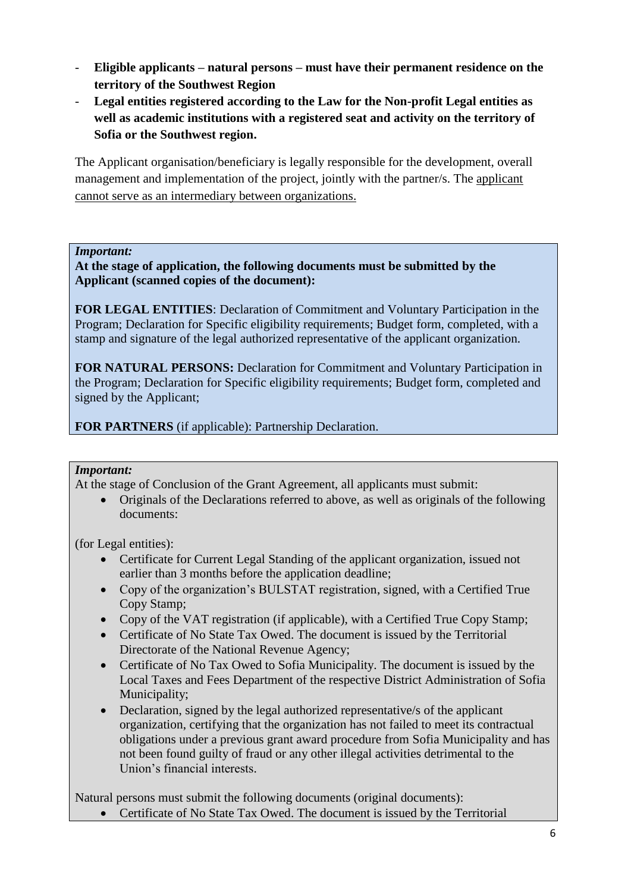- **Eligible applicants – natural persons – must have their permanent residence on the territory of the Southwest Region**
- **Legal entities registered according to the Law for the Non-profit Legal entities as well as academic institutions with a registered seat and activity on the territory of Sofia or the Southwest region.**

The Applicant organisation/beneficiary is legally responsible for the development, overall management and implementation of the project, jointly with the partner/s. The applicant cannot serve as an intermediary between organizations.

***Important:***
**At the stage of application, the following documents must be submitted by the Applicant (scanned copies of the document):**

**FOR LEGAL ENTITIES**: Declaration of Commitment and Voluntary Participation in the Program; Declaration for Specific eligibility requirements; Budget form, completed, with a stamp and signature of the legal authorized representative of the applicant organization.

**FOR NATURAL PERSONS:** Declaration for Commitment and Voluntary Participation in the Program; Declaration for Specific eligibility requirements; Budget form, completed and signed by the Applicant;

**FOR PARTNERS** (if applicable): Partnership Declaration.

***Important:***
At the stage of Conclusion of the Grant Agreement, all applicants must submit:

- Originals of the Declarations referred to above, as well as originals of the following documents:

(for Legal entities):

- Certificate for Current Legal Standing of the applicant organization, issued not earlier than 3 months before the application deadline;
- Copy of the organization's BULSTAT registration, signed, with a Certified True Copy Stamp;
- Copy of the VAT registration (if applicable), with a Certified True Copy Stamp;
- Certificate of No State Tax Owed. The document is issued by the Territorial Directorate of the National Revenue Agency;
- Certificate of No Tax Owed to Sofia Municipality. The document is issued by the Local Taxes and Fees Department of the respective District Administration of Sofia Municipality;
- Declaration, signed by the legal authorized representative/s of the applicant organization, certifying that the organization has not failed to meet its contractual obligations under a previous grant award procedure from Sofia Municipality and has not been found guilty of fraud or any other illegal activities detrimental to the Union's financial interests.

Natural persons must submit the following documents (original documents):

- Certificate of No State Tax Owed. The document is issued by the Territorial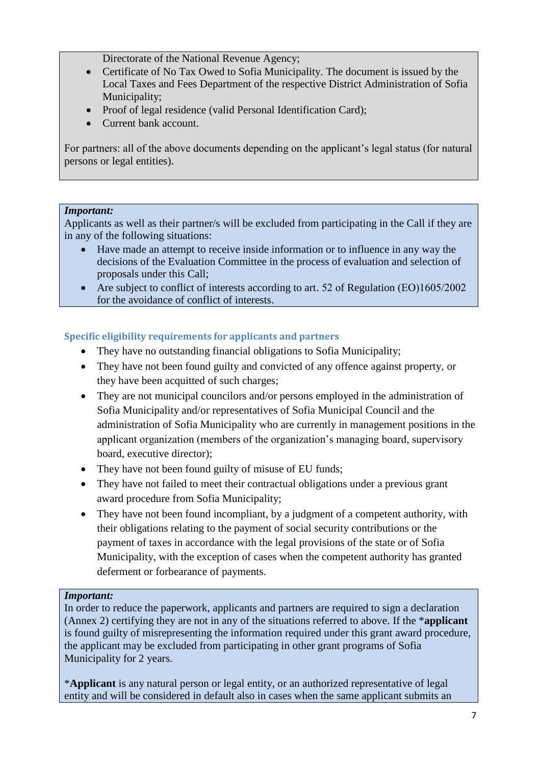Directorate of the National Revenue Agency;

- Certificate of No Tax Owed to Sofia Municipality. The document is issued by the Local Taxes and Fees Department of the respective District Administration of Sofia Municipality;
- Proof of legal residence (valid Personal Identification Card);
- Current bank account.

For partners: all of the above documents depending on the applicant's legal status (for natural persons or legal entities).

***Important:***
Applicants as well as their partner/s will be excluded from participating in the Call if they are in any of the following situations:

- Have made an attempt to receive inside information or to influence in any way the decisions of the Evaluation Committee in the process of evaluation and selection of proposals under this Call;
- Are subject to conflict of interests according to art. 52 of Regulation (EO)1605/2002 for the avoidance of conflict of interests.

### Specific eligibility requirements for applicants and partners

- They have no outstanding financial obligations to Sofia Municipality;
- They have not been found guilty and convicted of any offence against property, or they have been acquitted of such charges;
- They are not municipal councilors and/or persons employed in the administration of Sofia Municipality and/or representatives of Sofia Municipal Council and the administration of Sofia Municipality who are currently in management positions in the applicant organization (members of the organization's managing board, supervisory board, executive director);
- They have not been found guilty of misuse of EU funds;
- They have not failed to meet their contractual obligations under a previous grant award procedure from Sofia Municipality;
- They have not been found incompliant, by a judgment of a competent authority, with their obligations relating to the payment of social security contributions or the payment of taxes in accordance with the legal provisions of the state or of Sofia Municipality, with the exception of cases when the competent authority has granted deferment or forbearance of payments.

***Important:***
In order to reduce the paperwork, applicants and partners are required to sign a declaration (Annex 2) certifying they are not in any of the situations referred to above. If the ***applicant** is found guilty of misrepresenting the information required under this grant award procedure, the applicant may be excluded from participating in other grant programs of Sofia Municipality for 2 years.

***Applicant** is any natural person or legal entity, or an authorized representative of legal entity and will be considered in default also in cases when the same applicant submits an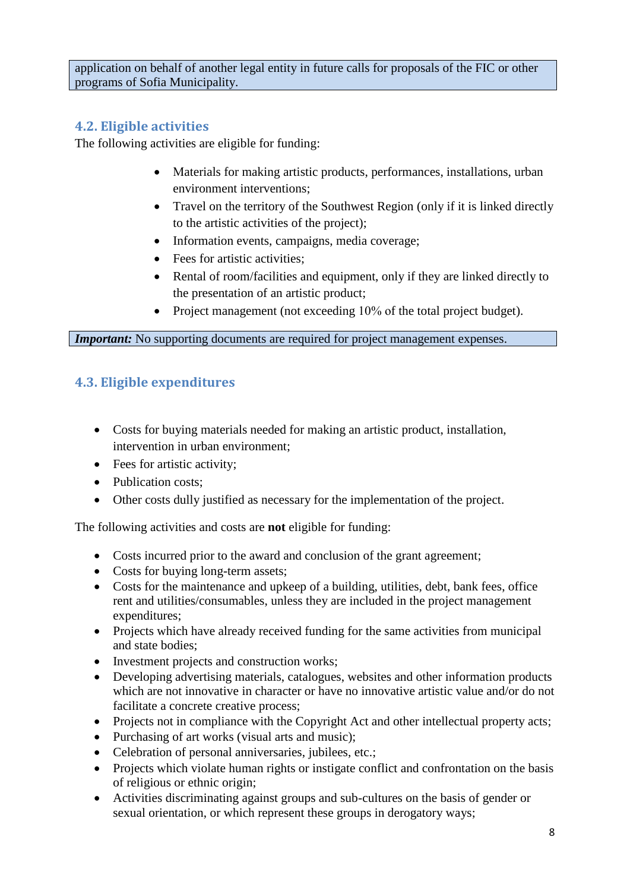application on behalf of another legal entity in future calls for proposals of the FIC or other programs of Sofia Municipality.

### 4.2. Eligible activities

The following activities are eligible for funding:

- Materials for making artistic products, performances, installations, urban environment interventions;
- Travel on the territory of the Southwest Region (only if it is linked directly to the artistic activities of the project);
- Information events, campaigns, media coverage;
- Fees for artistic activities;
- Rental of room/facilities and equipment, only if they are linked directly to the presentation of an artistic product;
- Project management (not exceeding 10% of the total project budget).

***Important:*** No supporting documents are required for project management expenses.

### 4.3. Eligible expenditures

- Costs for buying materials needed for making an artistic product, installation, intervention in urban environment;
- Fees for artistic activity;
- Publication costs;
- Other costs dully justified as necessary for the implementation of the project.

The following activities and costs are **not** eligible for funding:

- Costs incurred prior to the award and conclusion of the grant agreement;
- Costs for buying long-term assets;
- Costs for the maintenance and upkeep of a building, utilities, debt, bank fees, office rent and utilities/consumables, unless they are included in the project management expenditures;
- Projects which have already received funding for the same activities from municipal and state bodies;
- Investment projects and construction works;
- Developing advertising materials, catalogues, websites and other information products which are not innovative in character or have no innovative artistic value and/or do not facilitate a concrete creative process;
- Projects not in compliance with the Copyright Act and other intellectual property acts;
- Purchasing of art works (visual arts and music);
- Celebration of personal anniversaries, jubilees, etc.;
- Projects which violate human rights or instigate conflict and confrontation on the basis of religious or ethnic origin;
- Activities discriminating against groups and sub-cultures on the basis of gender or sexual orientation, or which represent these groups in derogatory ways;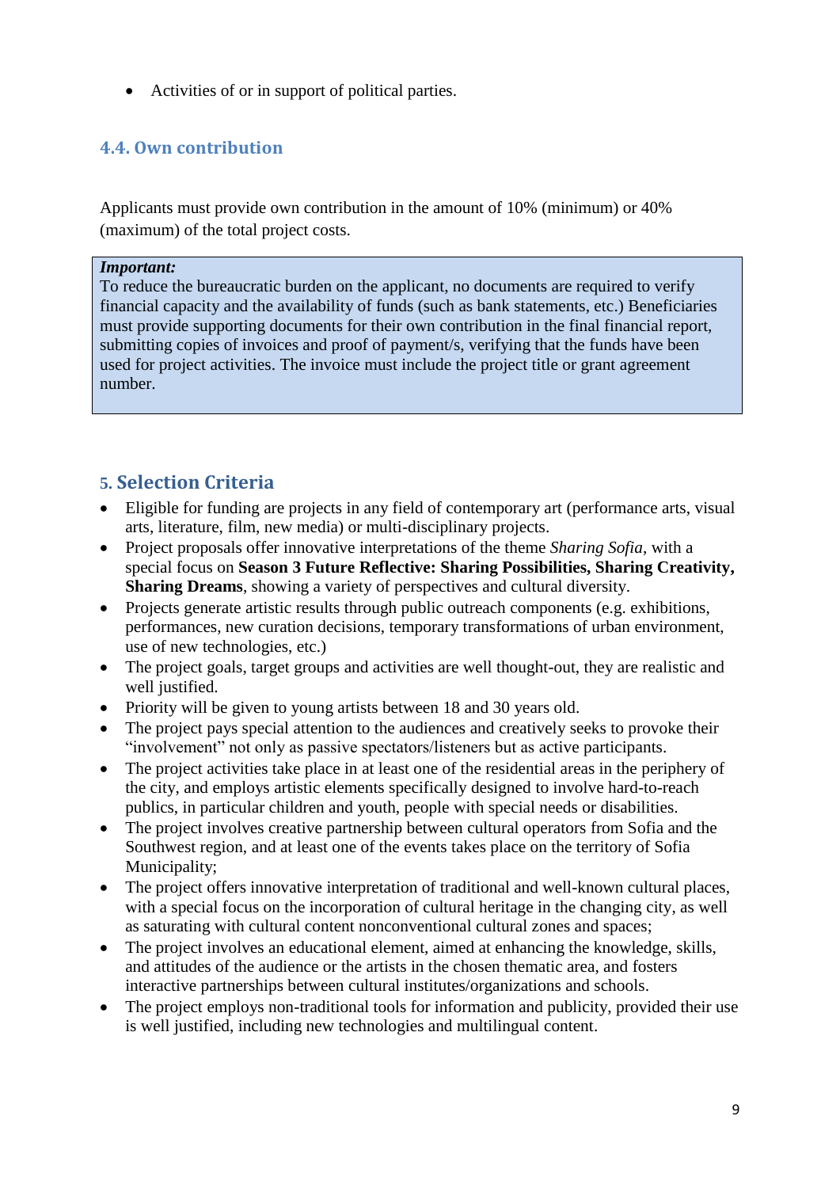- Activities of or in support of political parties.

### 4.4. Own contribution

Applicants must provide own contribution in the amount of 10% (minimum) or 40% (maximum) of the total project costs.

> ***Important:***
> To reduce the bureaucratic burden on the applicant, no documents are required to verify financial capacity and the availability of funds (such as bank statements, etc.) Beneficiaries must provide supporting documents for their own contribution in the final financial report, submitting copies of invoices and proof of payment/s, verifying that the funds have been used for project activities. The invoice must include the project title or grant agreement number.

## 5. Selection Criteria

- Eligible for funding are projects in any field of contemporary art (performance arts, visual arts, literature, film, new media) or multi-disciplinary projects.
- Project proposals offer innovative interpretations of the theme *Sharing Sofia*, with a special focus on **Season 3 Future Reflective: Sharing Possibilities, Sharing Creativity, Sharing Dreams**, showing a variety of perspectives and cultural diversity.
- Projects generate artistic results through public outreach components (e.g. exhibitions, performances, new curation decisions, temporary transformations of urban environment, use of new technologies, etc.)
- The project goals, target groups and activities are well thought-out, they are realistic and well justified.
- Priority will be given to young artists between 18 and 30 years old.
- The project pays special attention to the audiences and creatively seeks to provoke their "involvement" not only as passive spectators/listeners but as active participants.
- The project activities take place in at least one of the residential areas in the periphery of the city, and employs artistic elements specifically designed to involve hard-to-reach publics, in particular children and youth, people with special needs or disabilities.
- The project involves creative partnership between cultural operators from Sofia and the Southwest region, and at least one of the events takes place on the territory of Sofia Municipality;
- The project offers innovative interpretation of traditional and well-known cultural places, with a special focus on the incorporation of cultural heritage in the changing city, as well as saturating with cultural content nonconventional cultural zones and spaces;
- The project involves an educational element, aimed at enhancing the knowledge, skills, and attitudes of the audience or the artists in the chosen thematic area, and fosters interactive partnerships between cultural institutes/organizations and schools.
- The project employs non-traditional tools for information and publicity, provided their use is well justified, including new technologies and multilingual content.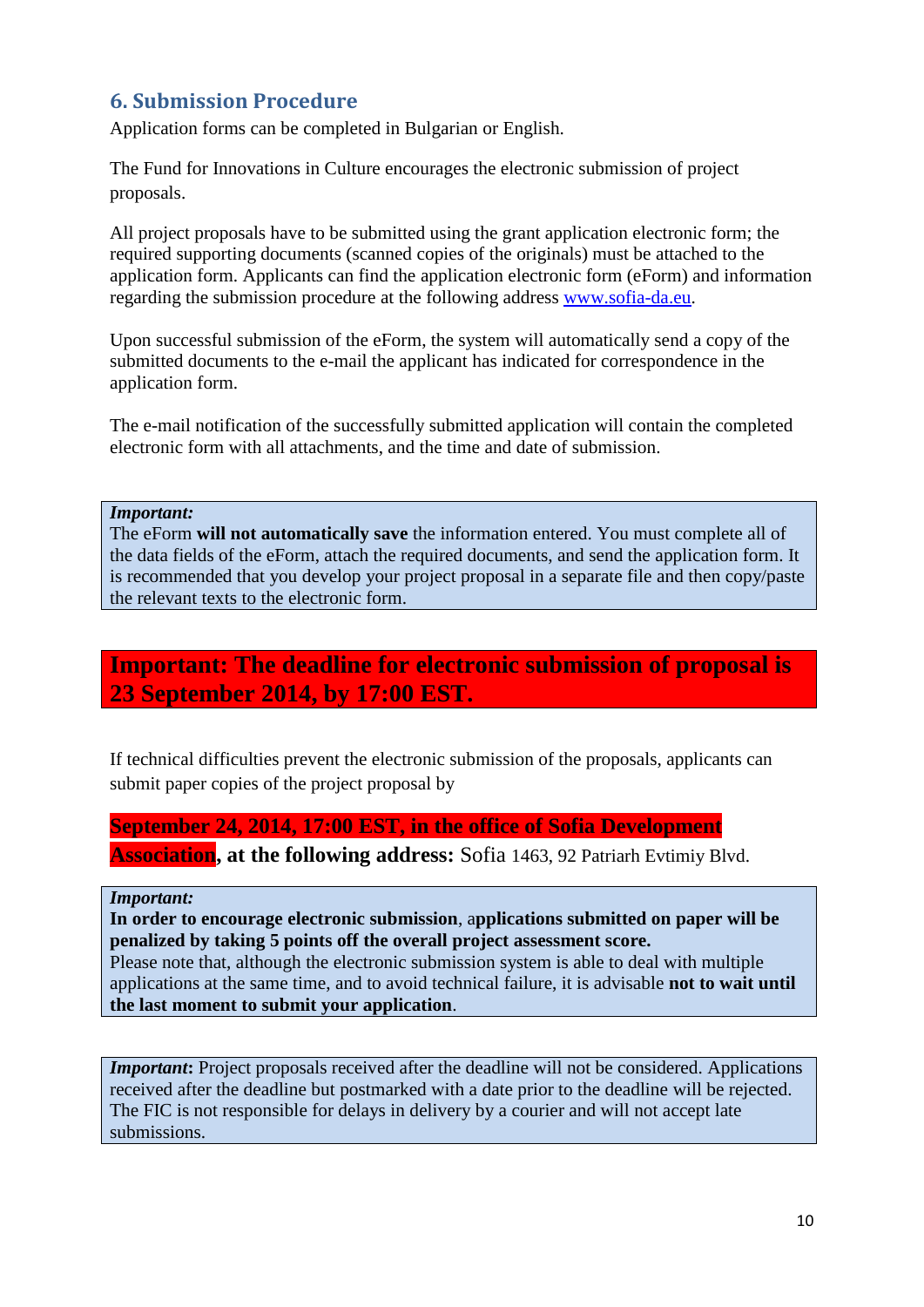## 6. Submission Procedure

Application forms can be completed in Bulgarian or English.

The Fund for Innovations in Culture encourages the electronic submission of project proposals.

All project proposals have to be submitted using the grant application electronic form; the required supporting documents (scanned copies of the originals) must be attached to the application form. Applicants can find the application electronic form (eForm) and information regarding the submission procedure at the following address [www.sofia-da.eu](http://www.sofia-da.eu).

Upon successful submission of the eForm, the system will automatically send a copy of the submitted documents to the e-mail the applicant has indicated for correspondence in the application form.

The e-mail notification of the successfully submitted application will contain the completed electronic form with all attachments, and the time and date of submission.

> ***Important:***
> The eForm **will not automatically save** the information entered. You must complete all of the data fields of the eForm, attach the required documents, and send the application form. It is recommended that you develop your project proposal in a separate file and then copy/paste the relevant texts to the electronic form.

**Important: The deadline for electronic submission of proposal is 23 September 2014, by 17:00 EST.**

If technical difficulties prevent the electronic submission of the proposals, applicants can submit paper copies of the project proposal by

**September 24, 2014, 17:00 EST, in the office of Sofia Development Association, at the following address:** Sofia 1463, 92 Patriarh Evtimiy Blvd.

> ***Important:***
> **In order to encourage electronic submission**, **applications submitted on paper will be penalized by taking 5 points off the overall project assessment score.**
> Please note that, although the electronic submission system is able to deal with multiple applications at the same time, and to avoid technical failure, it is advisable **not to wait until the last moment to submit your application**.

> ***Important*:** Project proposals received after the deadline will not be considered. Applications received after the deadline but postmarked with a date prior to the deadline will be rejected. The FIC is not responsible for delays in delivery by a courier and will not accept late submissions.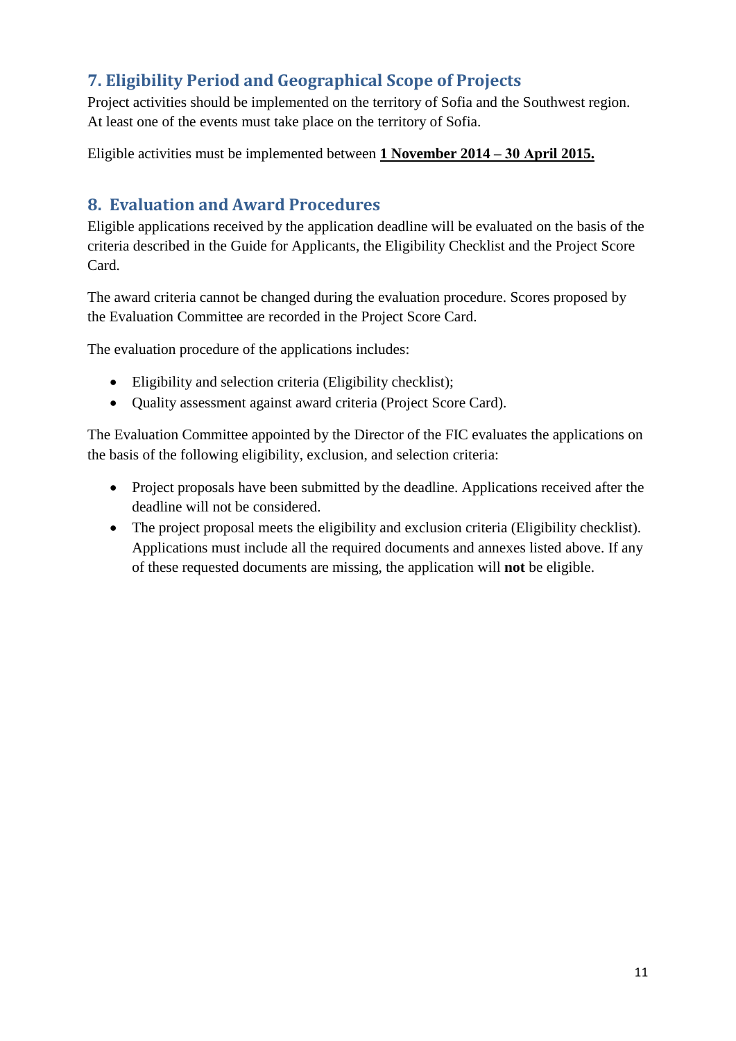## 7. Eligibility Period and Geographical Scope of Projects

Project activities should be implemented on the territory of Sofia and the Southwest region. At least one of the events must take place on the territory of Sofia.

Eligible activities must be implemented between **1 November 2014 – 30 April 2015.**

## 8. Evaluation and Award Procedures

Eligible applications received by the application deadline will be evaluated on the basis of the criteria described in the Guide for Applicants, the Eligibility Checklist and the Project Score Card.

The award criteria cannot be changed during the evaluation procedure. Scores proposed by the Evaluation Committee are recorded in the Project Score Card.

The evaluation procedure of the applications includes:

- Eligibility and selection criteria (Eligibility checklist);
- Quality assessment against award criteria (Project Score Card).

The Evaluation Committee appointed by the Director of the FIC evaluates the applications on the basis of the following eligibility, exclusion, and selection criteria:

- Project proposals have been submitted by the deadline. Applications received after the deadline will not be considered.
- The project proposal meets the eligibility and exclusion criteria (Eligibility checklist). Applications must include all the required documents and annexes listed above. If any of these requested documents are missing, the application will **not** be eligible.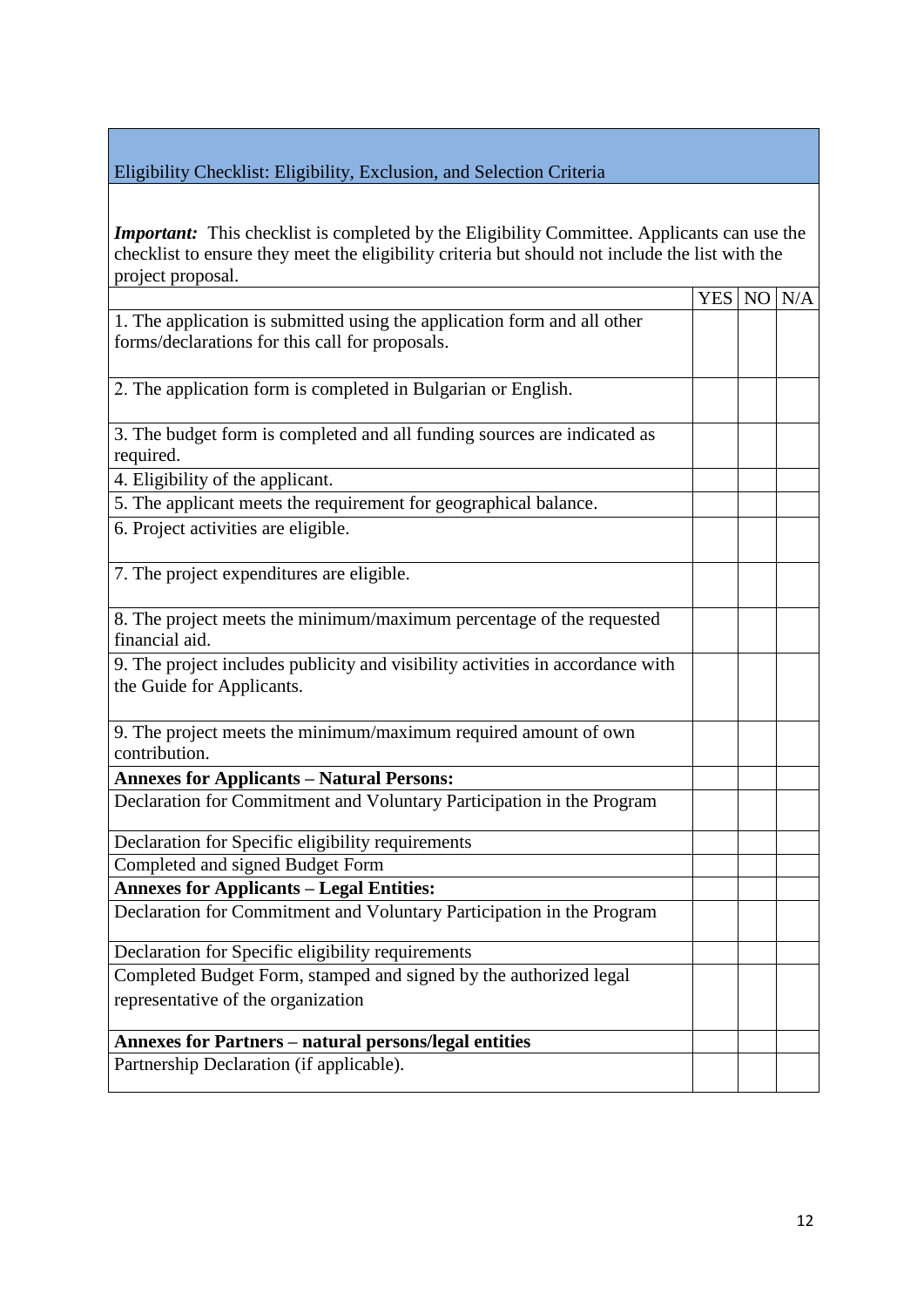## Eligibility Checklist: Eligibility, Exclusion, and Selection Criteria

***Important:*** This checklist is completed by the Eligibility Committee. Applicants can use the checklist to ensure they meet the eligibility criteria but should not include the list with the project proposal.

| | YES | NO | N/A |
|---|---|---|---|
| 1. The application is submitted using the application form and all other forms/declarations for this call for proposals. | | | |
| 2. The application form is completed in Bulgarian or English. | | | |
| 3. The budget form is completed and all funding sources are indicated as required. | | | |
| 4. Eligibility of the applicant. | | | |
| 5. The applicant meets the requirement for geographical balance. | | | |
| 6. Project activities are eligible. | | | |
| 7. The project expenditures are eligible. | | | |
| 8. The project meets the minimum/maximum percentage of the requested financial aid. | | | |
| 9. The project includes publicity and visibility activities in accordance with the Guide for Applicants. | | | |
| 9. The project meets the minimum/maximum required amount of own contribution. | | | |
| **Annexes for Applicants – Natural Persons:** | | | |
| Declaration for Commitment and Voluntary Participation in the Program | | | |
| Declaration for Specific eligibility requirements | | | |
| Completed and signed Budget Form | | | |
| **Annexes for Applicants – Legal Entities:** | | | |
| Declaration for Commitment and Voluntary Participation in the Program | | | |
| Declaration for Specific eligibility requirements | | | |
| Completed Budget Form, stamped and signed by the authorized legal representative of the organization | | | |
| **Annexes for Partners – natural persons/legal entities** | | | |
| Partnership Declaration (if applicable). | | | |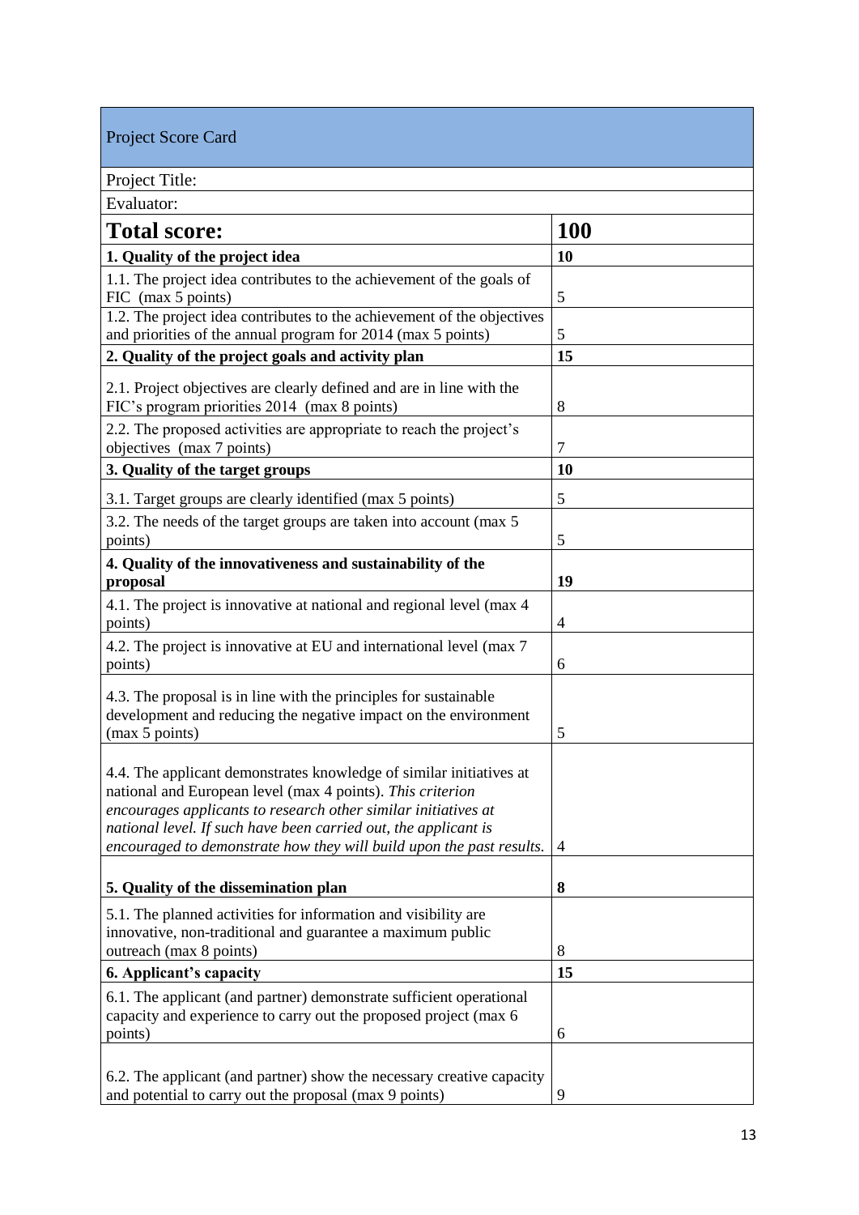| Project Score Card | |
|---|---|
| Project Title: | |
| Evaluator: | |
| **Total score:** | **100** |
| **1. Quality of the project idea** | **10** |
| 1.1. The project idea contributes to the achievement of the goals of FIC (max 5 points) | 5 |
| 1.2. The project idea contributes to the achievement of the objectives and priorities of the annual program for 2014 (max 5 points) | 5 |
| **2. Quality of the project goals and activity plan** | **15** |
| 2.1. Project objectives are clearly defined and are in line with the FIC's program priorities 2014 (max 8 points) | 8 |
| 2.2. The proposed activities are appropriate to reach the project's objectives (max 7 points) | 7 |
| **3. Quality of the target groups** | **10** |
| 3.1. Target groups are clearly identified (max 5 points) | 5 |
| 3.2. The needs of the target groups are taken into account (max 5 points) | 5 |
| **4. Quality of the innovativeness and sustainability of the proposal** | **19** |
| 4.1. The project is innovative at national and regional level (max 4 points) | 4 |
| 4.2. The project is innovative at EU and international level (max 7 points) | 6 |
| 4.3. The proposal is in line with the principles for sustainable development and reducing the negative impact on the environment (max 5 points) | 5 |
| 4.4. The applicant demonstrates knowledge of similar initiatives at national and European level (max 4 points). *This criterion encourages applicants to research other similar initiatives at national level. If such have been carried out, the applicant is encouraged to demonstrate how they will build upon the past results.* | 4 |
| **5. Quality of the dissemination plan** | **8** |
| 5.1. The planned activities for information and visibility are innovative, non-traditional and guarantee a maximum public outreach (max 8 points) | 8 |
| **6. Applicant's capacity** | **15** |
| 6.1. The applicant (and partner) demonstrate sufficient operational capacity and experience to carry out the proposed project (max 6 points) | 6 |
| 6.2. The applicant (and partner) show the necessary creative capacity and potential to carry out the proposal (max 9 points) | 9 |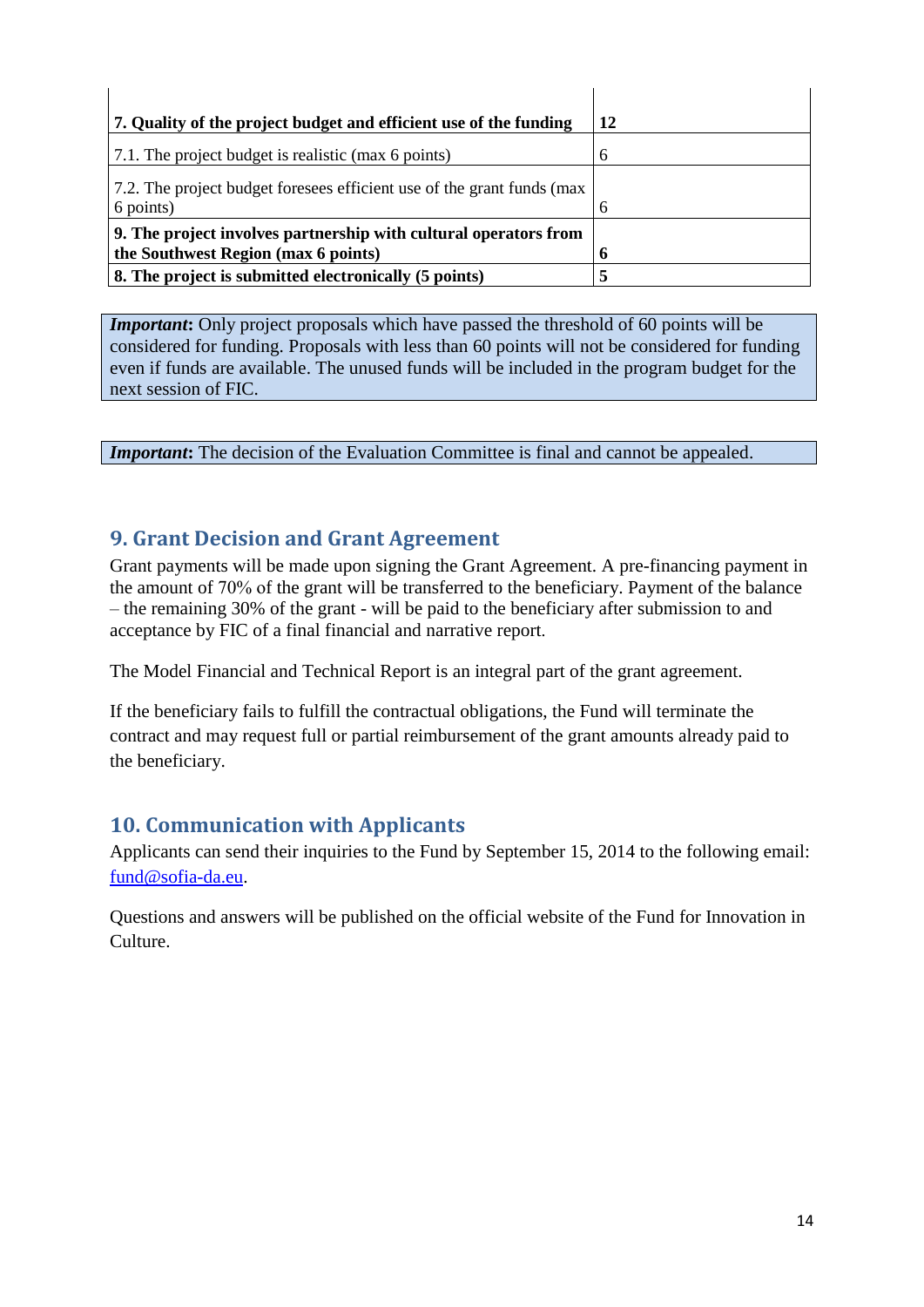| **7. Quality of the project budget and efficient use of the funding** | **12** |
|---|---|
| 7.1. The project budget is realistic (max 6 points) | 6 |
| 7.2. The project budget foresees efficient use of the grant funds (max 6 points) | 6 |
| **9. The project involves partnership with cultural operators from the Southwest Region (max 6 points)** | **6** |
| **8. The project is submitted electronically (5 points)** | **5** |

***Important*:** Only project proposals which have passed the threshold of 60 points will be considered for funding. Proposals with less than 60 points will not be considered for funding even if funds are available. The unused funds will be included in the program budget for the next session of FIC.

***Important*:** The decision of the Evaluation Committee is final and cannot be appealed.

## 9. Grant Decision and Grant Agreement

Grant payments will be made upon signing the Grant Agreement. A pre-financing payment in the amount of 70% of the grant will be transferred to the beneficiary. Payment of the balance – the remaining 30% of the grant - will be paid to the beneficiary after submission to and acceptance by FIC of a final financial and narrative report.

The Model Financial and Technical Report is an integral part of the grant agreement.

If the beneficiary fails to fulfill the contractual obligations, the Fund will terminate the contract and may request full or partial reimbursement of the grant amounts already paid to the beneficiary.

## 10. Communication with Applicants

Applicants can send their inquiries to the Fund by September 15, 2014 to the following email: fund@sofia-da.eu.

Questions and answers will be published on the official website of the Fund for Innovation in Culture.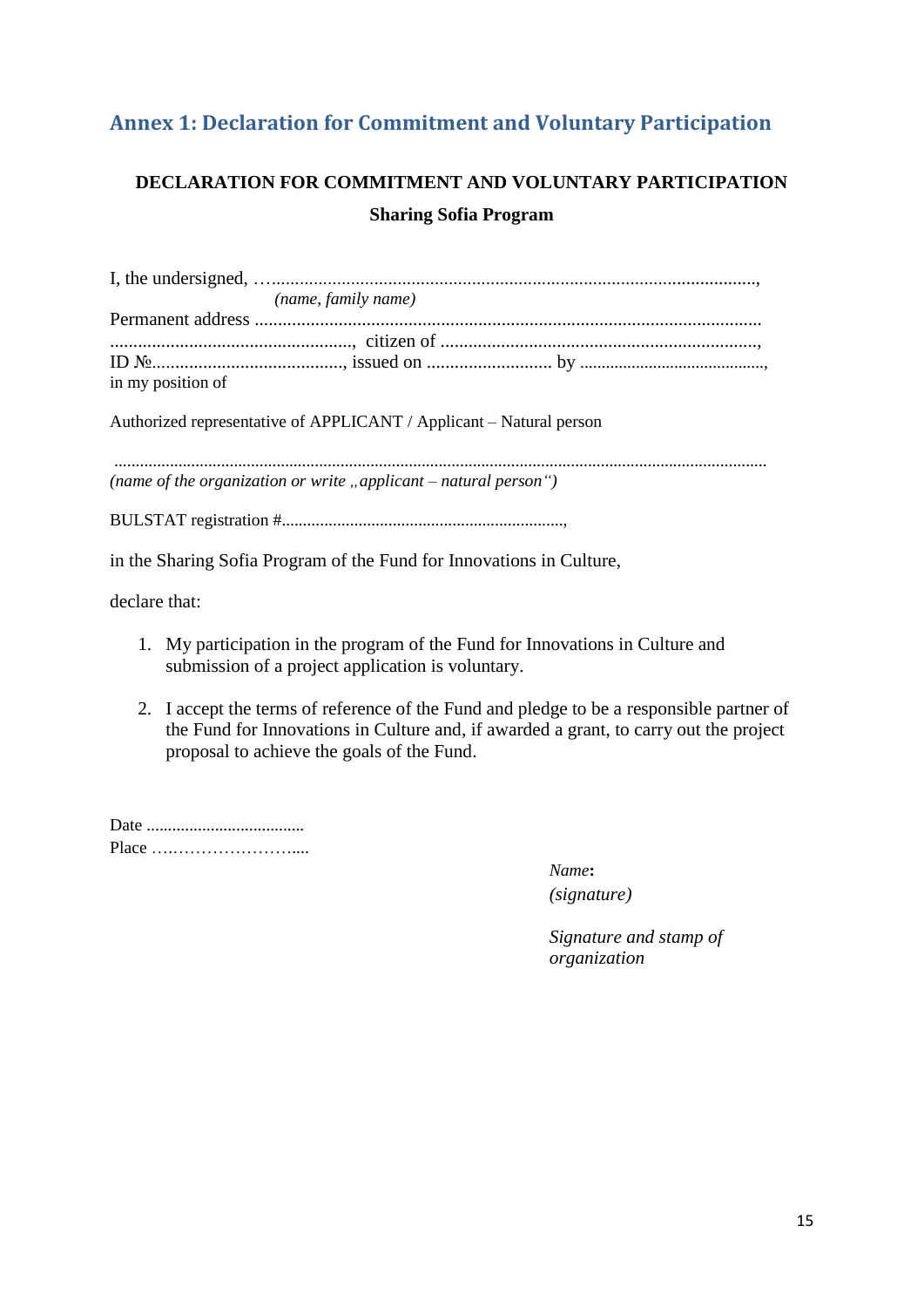## Annex 1: Declaration for Commitment and Voluntary Participation

**DECLARATION FOR COMMITMENT AND VOLUNTARY PARTICIPATION**

**Sharing Sofia Program**

I, the undersigned, …......................................................................................................,
*(name, family name)*
Permanent address ...........................................................................................................
...................................................., citizen of ....................................................................,
ID №........................................., issued on ........................... by ...........................................,
in my position of

Authorized representative of APPLICANT / Applicant – Natural person

.......................................................................................................................................................
*(name of the organization or write „applicant – natural person")*

BULSTAT registration #..................................................................,

in the Sharing Sofia Program of the Fund for Innovations in Culture,

declare that:

1. My participation in the program of the Fund for Innovations in Culture and submission of a project application is voluntary.
2. I accept the terms of reference of the Fund and pledge to be a responsible partner of the Fund for Innovations in Culture and, if awarded a grant, to carry out the project proposal to achieve the goals of the Fund.

Date .....................................
Place ….…………………....

*Name*:
*(signature)*

*Signature and stamp of organization*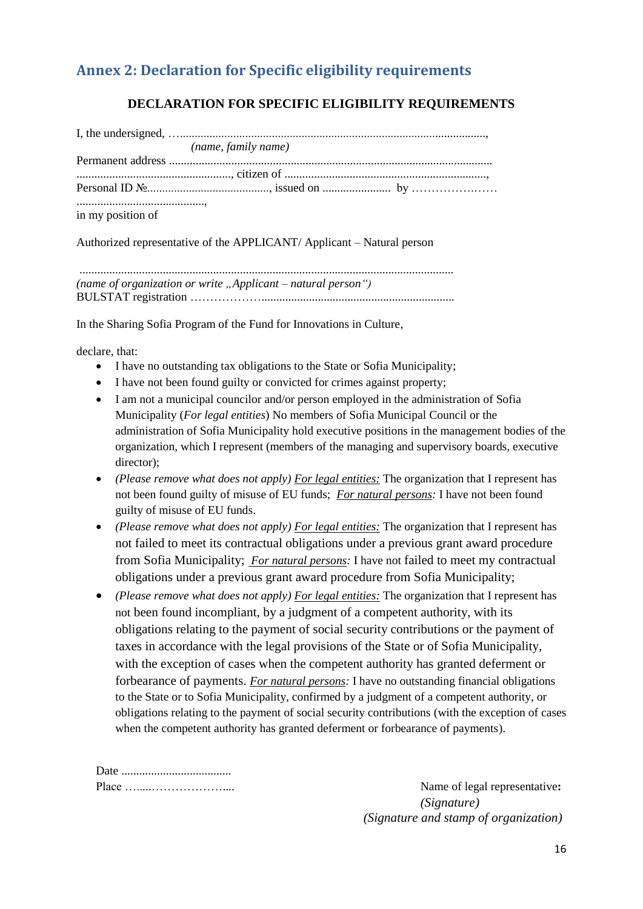## Annex 2: Declaration for Specific eligibility requirements

**DECLARATION FOR SPECIFIC ELIGIBILITY REQUIREMENTS**

I, the undersigned, …......................................................................................................,
*(name, family name)*
Permanent address ..........................................................................................................
...................................................., citizen of ....................................................................,
Personal ID №........................................., issued on ....................... by …………….……
..........................................,
in my position of

Authorized representative of the APPLICANT/ Applicant – Natural person

.............................................................................................................................
*(name of organization or write „Applicant – natural person")*
BULSTAT registration ……………….................................................................

In the Sharing Sofia Program of the Fund for Innovations in Culture,

declare, that:

- I have no outstanding tax obligations to the State or Sofia Municipality;
- I have not been found guilty or convicted for crimes against property;
- I am not a municipal councilor and/or person employed in the administration of Sofia Municipality (*For legal entities*) No members of Sofia Municipal Council or the administration of Sofia Municipality hold executive positions in the management bodies of the organization, which I represent (members of the managing and supervisory boards, executive director);
- *(Please remove what does not apply)* *For legal entities:* The organization that I represent has not been found guilty of misuse of EU funds; *For natural persons:* I have not been found guilty of misuse of EU funds.
- *(Please remove what does not apply)* *For legal entities:* The organization that I represent has not failed to meet its contractual obligations under a previous grant award procedure from Sofia Municipality; *For natural persons:* I have not failed to meet my contractual obligations under a previous grant award procedure from Sofia Municipality;
- *(Please remove what does not apply)* *For legal entities:* The organization that I represent has not been found incompliant, by a judgment of a competent authority, with its obligations relating to the payment of social security contributions or the payment of taxes in accordance with the legal provisions of the State or of Sofia Municipality, with the exception of cases when the competent authority has granted deferment or forbearance of payments. *For natural persons:* I have no outstanding financial obligations to the State or to Sofia Municipality, confirmed by a judgment of a competent authority, or obligations relating to the payment of social security contributions (with the exception of cases when the competent authority has granted deferment or forbearance of payments).

Date .....................................
Place …....………………....

Name of legal representative**:**
*(Signature)*
*(Signature and stamp of organization)*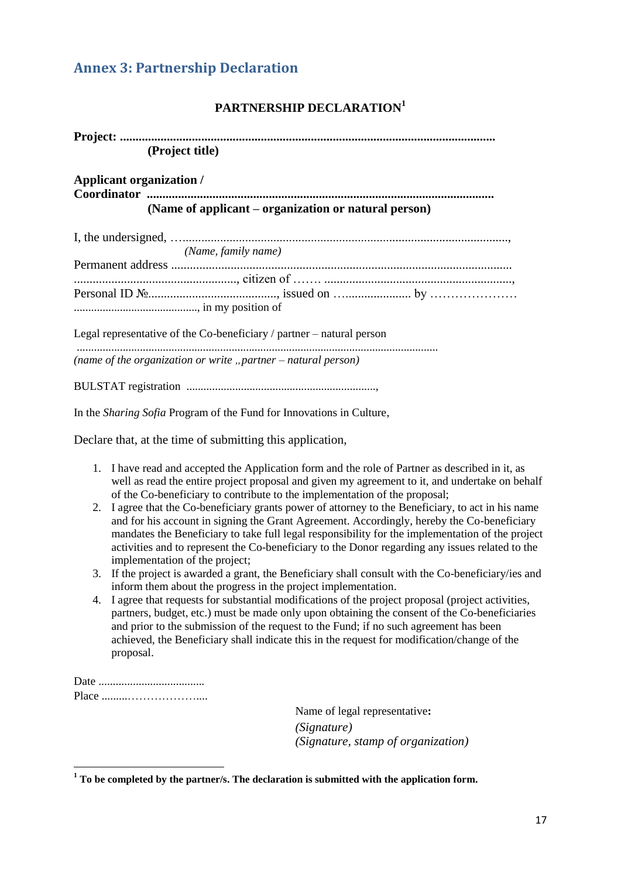## Annex 3: Partnership Declaration

**PARTNERSHIP DECLARATION**[1]

**Project: ........................................................................................................................**
**(Project title)**

**Applicant organization /**
**Coordinator ..............................................................................................................**
**(Name of applicant – organization or natural person)**

I, the undersigned, …..........................................................................................................,
*(Name, family name)*
Permanent address ............................................................................................................
...................................................., citizen of ……. ............................................................,
Personal ID №........................................., issued on …..................... by …………………
..........................................., in my position of

Legal representative of the Co-beneficiary / partner – natural person
............................................................................................................................
*(name of the organization or write „partner – natural person)*

BULSTAT registration .................................................................,

In the *Sharing Sofia* Program of the Fund for Innovations in Culture,

Declare that, at the time of submitting this application,

1. I have read and accepted the Application form and the role of Partner as described in it, as well as read the entire project proposal and given my agreement to it, and undertake on behalf of the Co-beneficiary to contribute to the implementation of the proposal;
2. I agree that the Co-beneficiary grants power of attorney to the Beneficiary, to act in his name and for his account in signing the Grant Agreement. Accordingly, hereby the Co-beneficiary mandates the Beneficiary to take full legal responsibility for the implementation of the project activities and to represent the Co-beneficiary to the Donor regarding any issues related to the implementation of the project;
3. If the project is awarded a grant, the Beneficiary shall consult with the Co-beneficiary/ies and inform them about the progress in the project implementation.
4. I agree that requests for substantial modifications of the project proposal (project activities, partners, budget, etc.) must be made only upon obtaining the consent of the Co-beneficiaries and prior to the submission of the request to the Fund; if no such agreement has been achieved, the Beneficiary shall indicate this in the request for modification/change of the proposal.

Date .....................................
Place .........…………………....

Name of legal representative**:**
*(Signature)*
*(Signature, stamp of organization)*

---

[1] **To be completed by the partner/s. The declaration is submitted with the application form.**